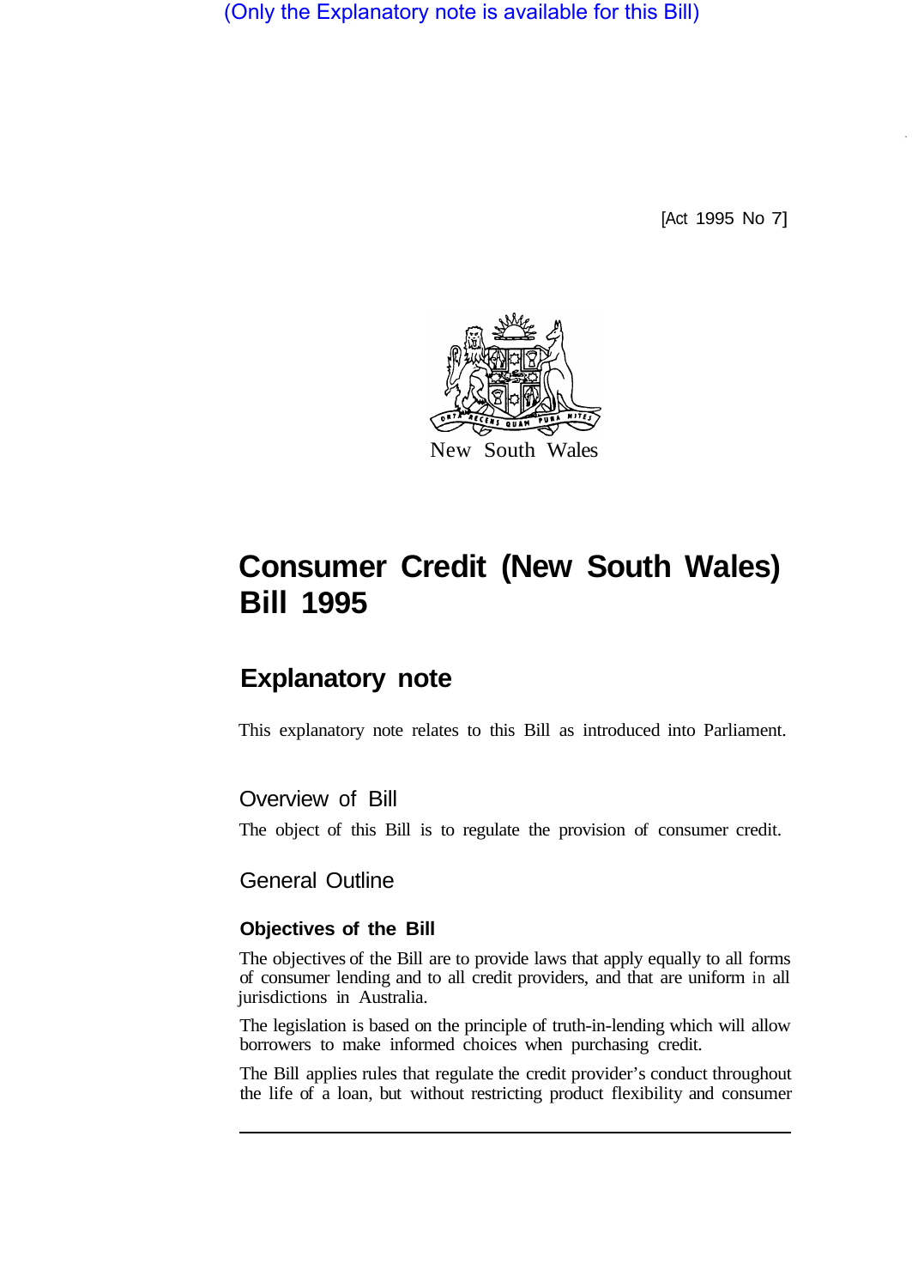(Only the Explanatory note is available for this Bill)

[Act 1995 No 7]

New South Wales

# Consumer Credit (New South Wales) Bill 1995

## Explanatory note

This explanatory note relates to this Bill as introduced into Parliament.

### Overview of Bill

The object of this Bill is to regulate the provision of consumer credit.

### General Outline

#### Objectives of the Bill

The objectives of the Bill are to provide laws that apply equally to all forms of consumer lending and to all credit providers, and that are uniform in all jurisdictions in Australia.

The legislation is based on the principle of truth-in-lending which will allow borrowers to make informed choices when purchasing credit.

The Bill applies rules that regulate the credit provider's conduct throughout the life of a loan, but without restricting product flexibility and consumer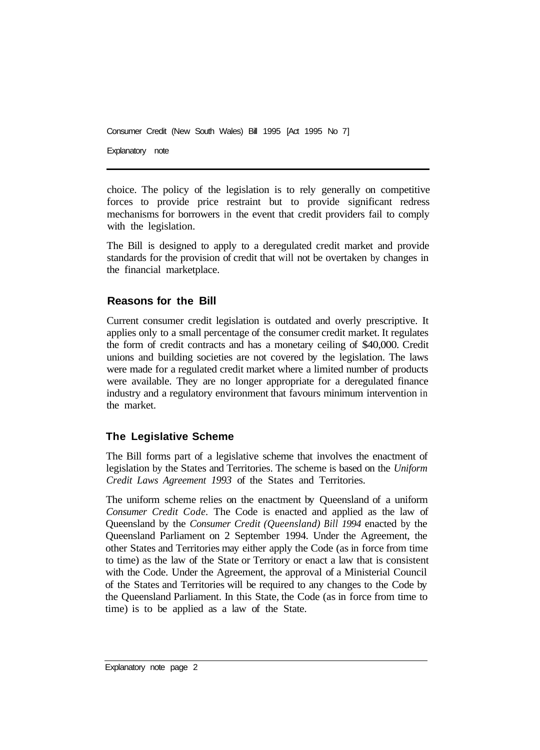choice. The policy of the legislation is to rely generally on competitive forces to provide price restraint but to provide significant redress mechanisms for borrowers in the event that credit providers fail to comply with the legislation.

The Bill is designed to apply to a deregulated credit market and provide standards for the provision of credit that will not be overtaken by changes in the financial marketplace.

## Reasons for the Bill

Current consumer credit legislation is outdated and overly prescriptive. It applies only to a small percentage of the consumer credit market. It regulates the form of credit contracts and has a monetary ceiling of $40,000. Credit unions and building societies are not covered by the legislation. The laws were made for a regulated credit market where a limited number of products were available. They are no longer appropriate for a deregulated finance industry and a regulatory environment that favours minimum intervention in the market.

## The Legislative Scheme

The Bill forms part of a legislative scheme that involves the enactment of legislation by the States and Territories. The scheme is based on the *Uniform Credit Laws Agreement 1993* of the States and Territories.

The uniform scheme relies on the enactment by Queensland of a uniform *Consumer Credit Code*. The Code is enacted and applied as the law of Queensland by the *Consumer Credit (Queensland) Bill 1994* enacted by the Queensland Parliament on 2 September 1994. Under the Agreement, the other States and Territories may either apply the Code (as in force from time to time) as the law of the State or Territory or enact a law that is consistent with the Code. Under the Agreement, the approval of a Ministerial Council of the States and Territories will be required to any changes to the Code by the Queensland Parliament. In this State, the Code (as in force from time to time) is to be applied as a law of the State.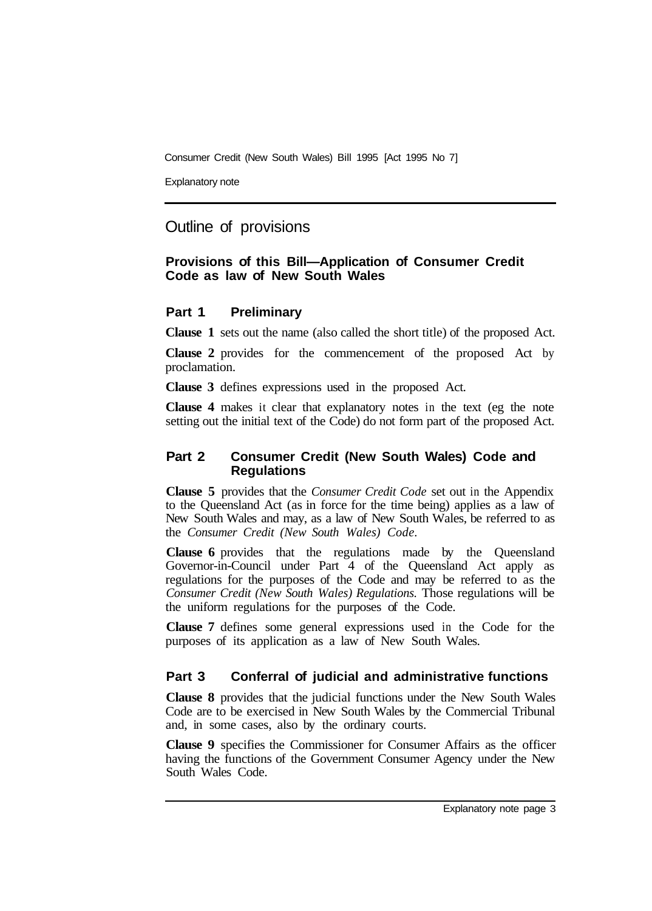# Outline of provisions

## Provisions of this Bill—Application of Consumer Credit Code as law of New South Wales

### Part 1 Preliminary

**Clause 1** sets out the name (also called the short title) of the proposed Act.

**Clause 2** provides for the commencement of the proposed Act by proclamation.

**Clause 3** defines expressions used in the proposed Act.

**Clause 4** makes it clear that explanatory notes in the text (eg the note setting out the initial text of the Code) do not form part of the proposed Act.

### Part 2 Consumer Credit (New South Wales) Code and Regulations

**Clause 5** provides that the *Consumer Credit Code* set out in the Appendix to the Queensland Act (as in force for the time being) applies as a law of New South Wales and may, as a law of New South Wales, be referred to as the *Consumer Credit (New South Wales) Code*.

**Clause 6** provides that the regulations made by the Queensland Governor-in-Council under Part 4 of the Queensland Act apply as regulations for the purposes of the Code and may be referred to as the *Consumer Credit (New South Wales) Regulations.* Those regulations will be the uniform regulations for the purposes of the Code.

**Clause 7** defines some general expressions used in the Code for the purposes of its application as a law of New South Wales.

### Part 3 Conferral of judicial and administrative functions

**Clause 8** provides that the judicial functions under the New South Wales Code are to be exercised in New South Wales by the Commercial Tribunal and, in some cases, also by the ordinary courts.

**Clause 9** specifies the Commissioner for Consumer Affairs as the officer having the functions of the Government Consumer Agency under the New South Wales Code.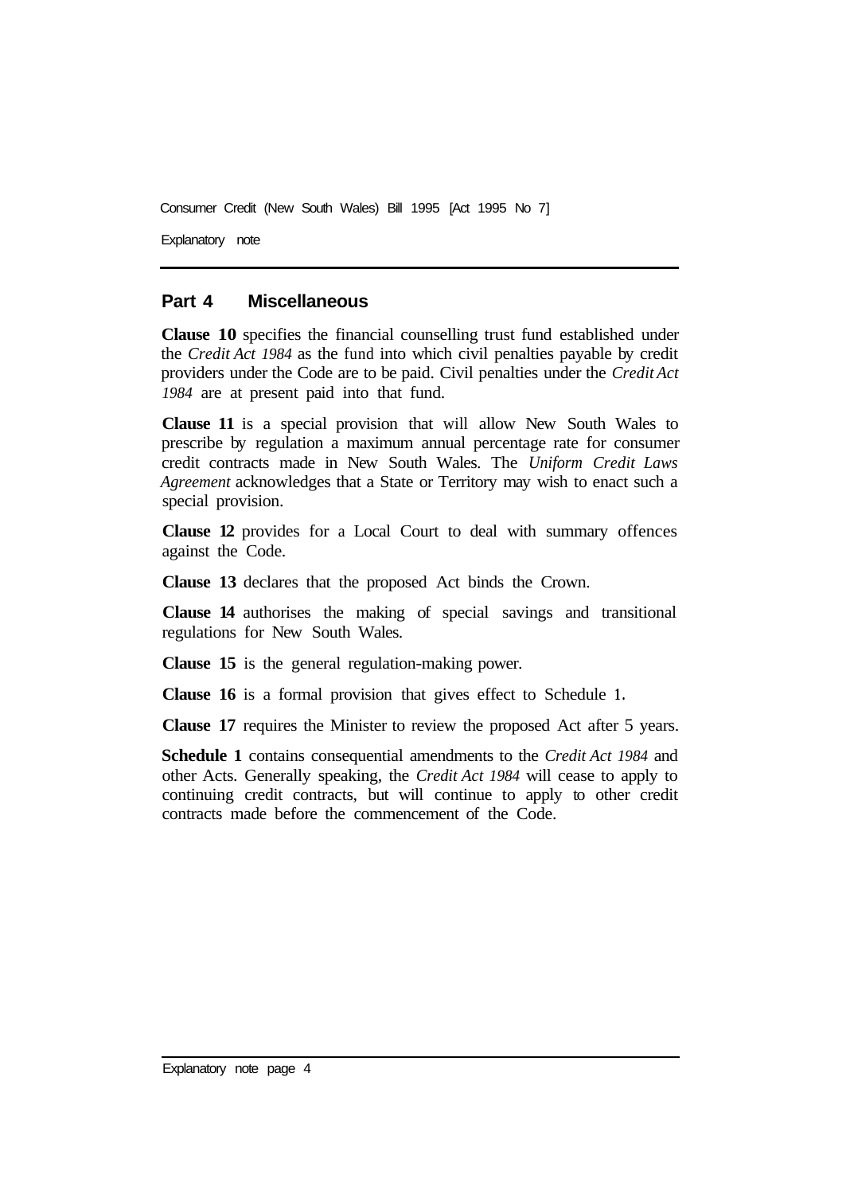## Part 4 Miscellaneous

**Clause 10** specifies the financial counselling trust fund established under the *Credit Act 1984* as the fund into which civil penalties payable by credit providers under the Code are to be paid. Civil penalties under the *Credit Act 1984* are at present paid into that fund.

**Clause 11** is a special provision that will allow New South Wales to prescribe by regulation a maximum annual percentage rate for consumer credit contracts made in New South Wales. The *Uniform Credit Laws Agreement* acknowledges that a State or Territory may wish to enact such a special provision.

**Clause 12** provides for a Local Court to deal with summary offences against the Code.

**Clause 13** declares that the proposed Act binds the Crown.

**Clause 14** authorises the making of special savings and transitional regulations for New South Wales.

**Clause 15** is the general regulation-making power.

**Clause 16** is a formal provision that gives effect to Schedule 1.

**Clause 17** requires the Minister to review the proposed Act after 5 years.

**Schedule 1** contains consequential amendments to the *Credit Act 1984* and other Acts. Generally speaking, the *Credit Act 1984* will cease to apply to continuing credit contracts, but will continue to apply to other credit contracts made before the commencement of the Code.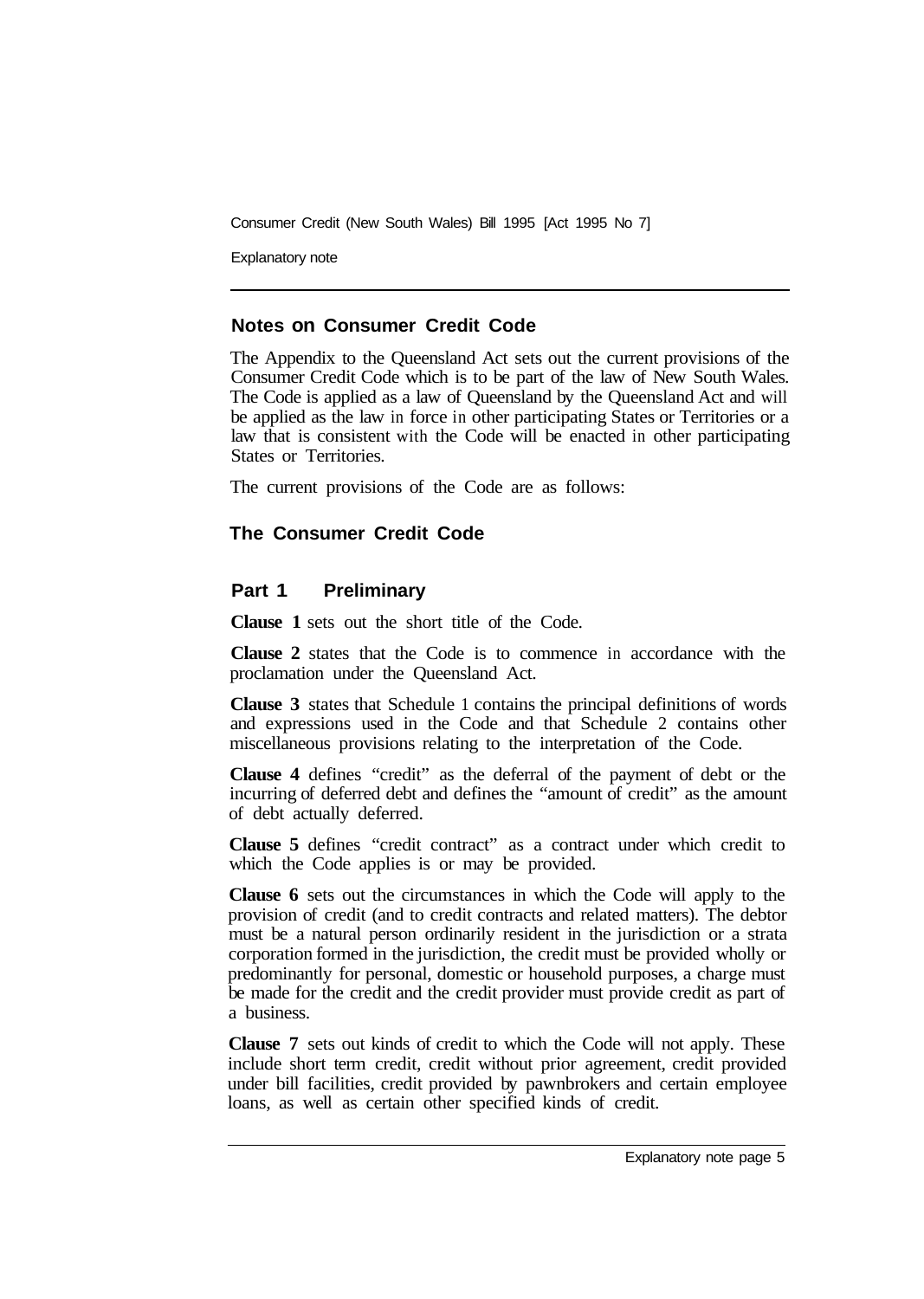## Notes on Consumer Credit Code

The Appendix to the Queensland Act sets out the current provisions of the Consumer Credit Code which is to be part of the law of New South Wales. The Code is applied as a law of Queensland by the Queensland Act and will be applied as the law in force in other participating States or Territories or a law that is consistent with the Code will be enacted in other participating States or Territories.

The current provisions of the Code are as follows:

## The Consumer Credit Code

### Part 1 Preliminary

**Clause 1** sets out the short title of the Code.

**Clause 2** states that the Code is to commence in accordance with the proclamation under the Queensland Act.

**Clause 3** states that Schedule 1 contains the principal definitions of words and expressions used in the Code and that Schedule 2 contains other miscellaneous provisions relating to the interpretation of the Code.

**Clause 4** defines "credit" as the deferral of the payment of debt or the incurring of deferred debt and defines the "amount of credit" as the amount of debt actually deferred.

**Clause 5** defines "credit contract" as a contract under which credit to which the Code applies is or may be provided.

**Clause 6** sets out the circumstances in which the Code will apply to the provision of credit (and to credit contracts and related matters). The debtor must be a natural person ordinarily resident in the jurisdiction or a strata corporation formed in the jurisdiction, the credit must be provided wholly or predominantly for personal, domestic or household purposes, a charge must be made for the credit and the credit provider must provide credit as part of a business.

**Clause 7** sets out kinds of credit to which the Code will not apply. These include short term credit, credit without prior agreement, credit provided under bill facilities, credit provided by pawnbrokers and certain employee loans, as well as certain other specified kinds of credit.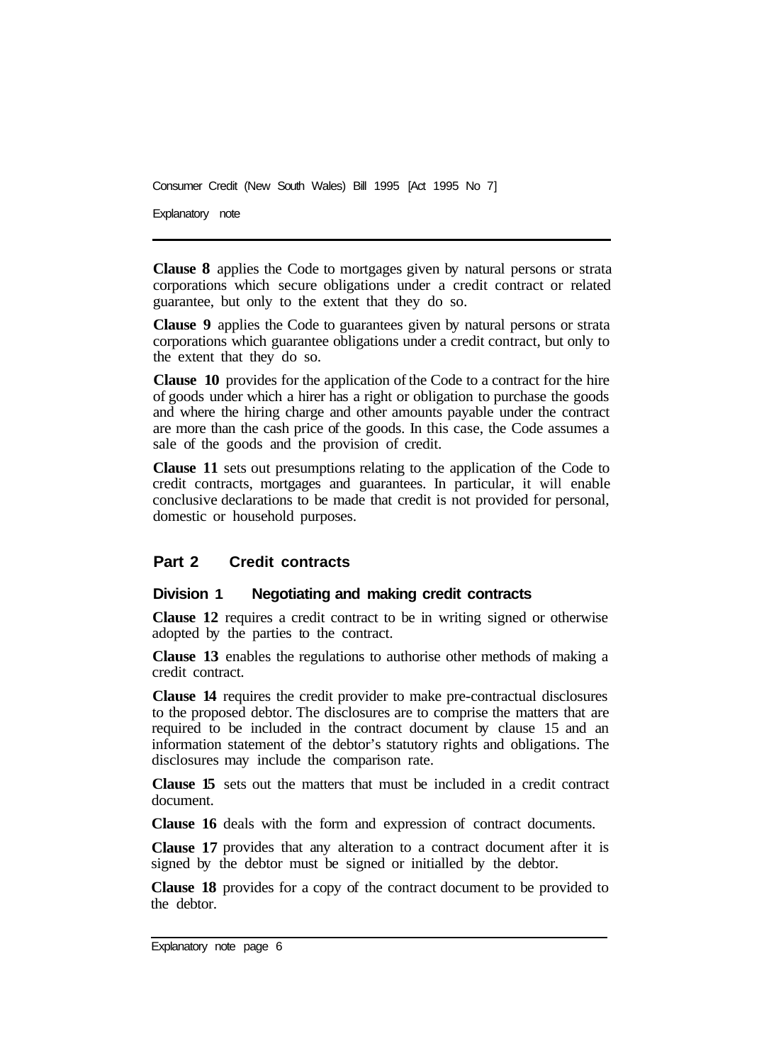**Clause 8** applies the Code to mortgages given by natural persons or strata corporations which secure obligations under a credit contract or related guarantee, but only to the extent that they do so.

**Clause 9** applies the Code to guarantees given by natural persons or strata corporations which guarantee obligations under a credit contract, but only to the extent that they do so.

**Clause 10** provides for the application of the Code to a contract for the hire of goods under which a hirer has a right or obligation to purchase the goods and where the hiring charge and other amounts payable under the contract are more than the cash price of the goods. In this case, the Code assumes a sale of the goods and the provision of credit.

**Clause 11** sets out presumptions relating to the application of the Code to credit contracts, mortgages and guarantees. In particular, it will enable conclusive declarations to be made that credit is not provided for personal, domestic or household purposes.

## Part 2 Credit contracts

### Division 1 Negotiating and making credit contracts

**Clause 12** requires a credit contract to be in writing signed or otherwise adopted by the parties to the contract.

**Clause 13** enables the regulations to authorise other methods of making a credit contract.

**Clause 14** requires the credit provider to make pre-contractual disclosures to the proposed debtor. The disclosures are to comprise the matters that are required to be included in the contract document by clause 15 and an information statement of the debtor's statutory rights and obligations. The disclosures may include the comparison rate.

**Clause 15** sets out the matters that must be included in a credit contract document.

**Clause 16** deals with the form and expression of contract documents.

**Clause 17** provides that any alteration to a contract document after it is signed by the debtor must be signed or initialled by the debtor.

**Clause 18** provides for a copy of the contract document to be provided to the debtor.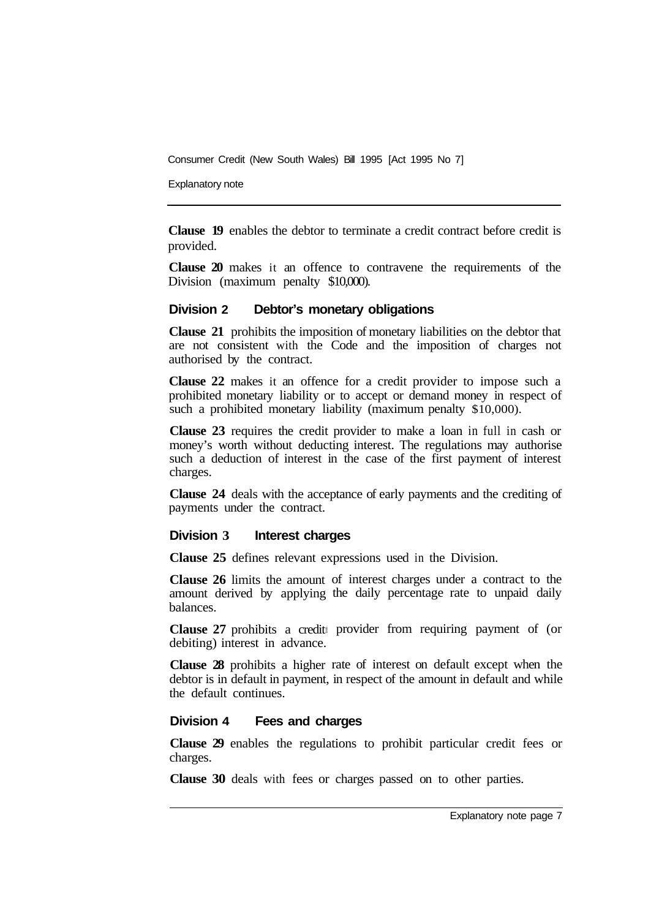**Clause 19** enables the debtor to terminate a credit contract before credit is provided.

**Clause 20** makes it an offence to contravene the requirements of the Division (maximum penalty $10,000).

## Division 2 Debtor's monetary obligations

**Clause 21** prohibits the imposition of monetary liabilities on the debtor that are not consistent with the Code and the imposition of charges not authorised by the contract.

**Clause 22** makes it an offence for a credit provider to impose such a prohibited monetary liability or to accept or demand money in respect of such a prohibited monetary liability (maximum penalty $10,000).

**Clause 23** requires the credit provider to make a loan in full in cash or money's worth without deducting interest. The regulations may authorise such a deduction of interest in the case of the first payment of interest charges.

**Clause 24** deals with the acceptance of early payments and the crediting of payments under the contract.

## Division 3 Interest charges

**Clause 25** defines relevant expressions used in the Division.

**Clause 26** limits the amount of interest charges under a contract to the amount derived by applying the daily percentage rate to unpaid daily balances.

**Clause 27** prohibits a credit provider from requiring payment of (or debiting) interest in advance.

**Clause 28** prohibits a higher rate of interest on default except when the debtor is in default in payment, in respect of the amount in default and while the default continues.

## Division 4 Fees and charges

**Clause 29** enables the regulations to prohibit particular credit fees or charges.

**Clause 30** deals with fees or charges passed on to other parties.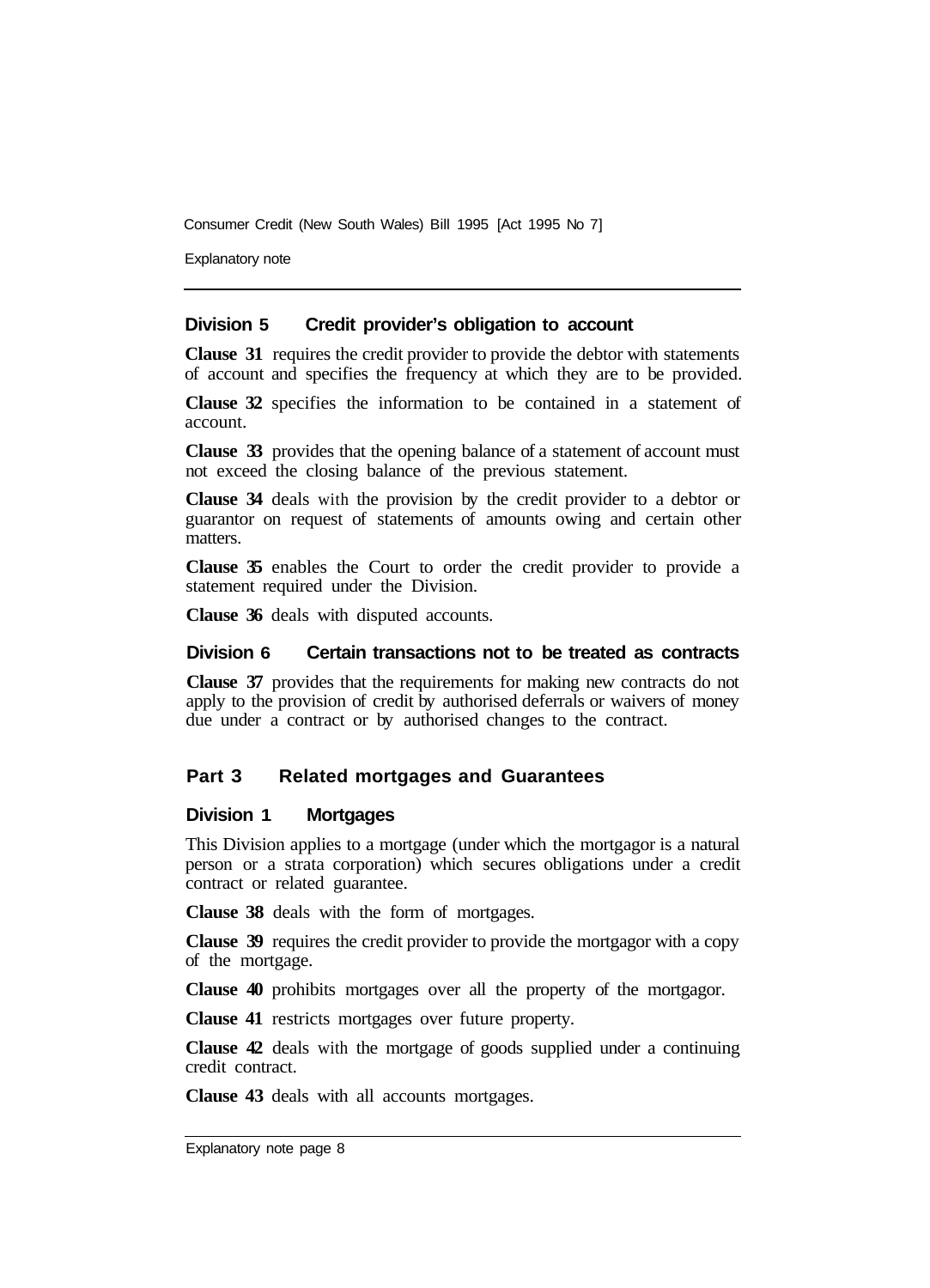### Division 5 Credit provider's obligation to account

**Clause 31** requires the credit provider to provide the debtor with statements of account and specifies the frequency at which they are to be provided.

**Clause 32** specifies the information to be contained in a statement of account.

**Clause 33** provides that the opening balance of a statement of account must not exceed the closing balance of the previous statement.

**Clause 34** deals with the provision by the credit provider to a debtor or guarantor on request of statements of amounts owing and certain other matters.

**Clause 35** enables the Court to order the credit provider to provide a statement required under the Division.

**Clause 36** deals with disputed accounts.

### Division 6 Certain transactions not to be treated as contracts

**Clause 37** provides that the requirements for making new contracts do not apply to the provision of credit by authorised deferrals or waivers of money due under a contract or by authorised changes to the contract.

## Part 3 Related mortgages and Guarantees

### Division 1 Mortgages

This Division applies to a mortgage (under which the mortgagor is a natural person or a strata corporation) which secures obligations under a credit contract or related guarantee.

**Clause 38** deals with the form of mortgages.

**Clause 39** requires the credit provider to provide the mortgagor with a copy of the mortgage.

**Clause 40** prohibits mortgages over all the property of the mortgagor.

**Clause 41** restricts mortgages over future property.

**Clause 42** deals with the mortgage of goods supplied under a continuing credit contract.

**Clause 43** deals with all accounts mortgages.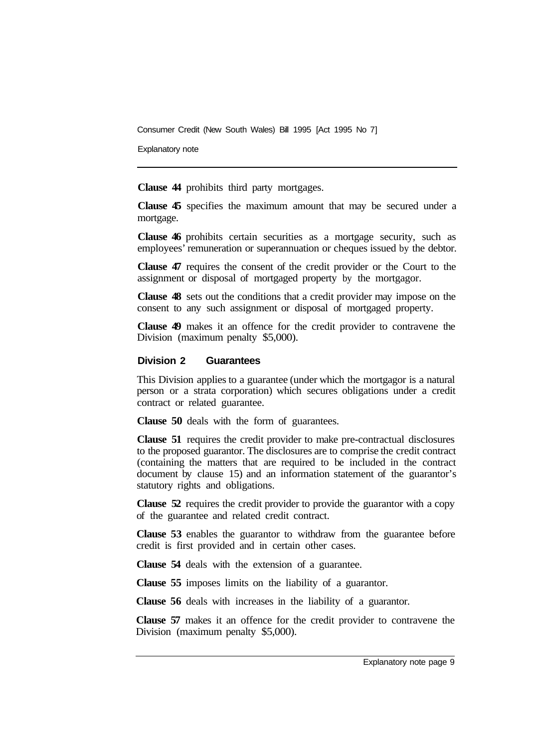**Clause 44** prohibits third party mortgages.

**Clause 45** specifies the maximum amount that may be secured under a mortgage.

**Clause 46** prohibits certain securities as a mortgage security, such as employees' remuneration or superannuation or cheques issued by the debtor.

**Clause 47** requires the consent of the credit provider or the Court to the assignment or disposal of mortgaged property by the mortgagor.

**Clause 48** sets out the conditions that a credit provider may impose on the consent to any such assignment or disposal of mortgaged property.

**Clause 49** makes it an offence for the credit provider to contravene the Division (maximum penalty $5,000).

### Division 2 Guarantees

This Division applies to a guarantee (under which the mortgagor is a natural person or a strata corporation) which secures obligations under a credit contract or related guarantee.

**Clause 50** deals with the form of guarantees.

**Clause 51** requires the credit provider to make pre-contractual disclosures to the proposed guarantor. The disclosures are to comprise the credit contract (containing the matters that are required to be included in the contract document by clause 15) and an information statement of the guarantor's statutory rights and obligations.

**Clause 52** requires the credit provider to provide the guarantor with a copy of the guarantee and related credit contract.

**Clause 53** enables the guarantor to withdraw from the guarantee before credit is first provided and in certain other cases.

**Clause 54** deals with the extension of a guarantee.

**Clause 55** imposes limits on the liability of a guarantor.

**Clause 56** deals with increases in the liability of a guarantor.

**Clause 57** makes it an offence for the credit provider to contravene the Division (maximum penalty $5,000).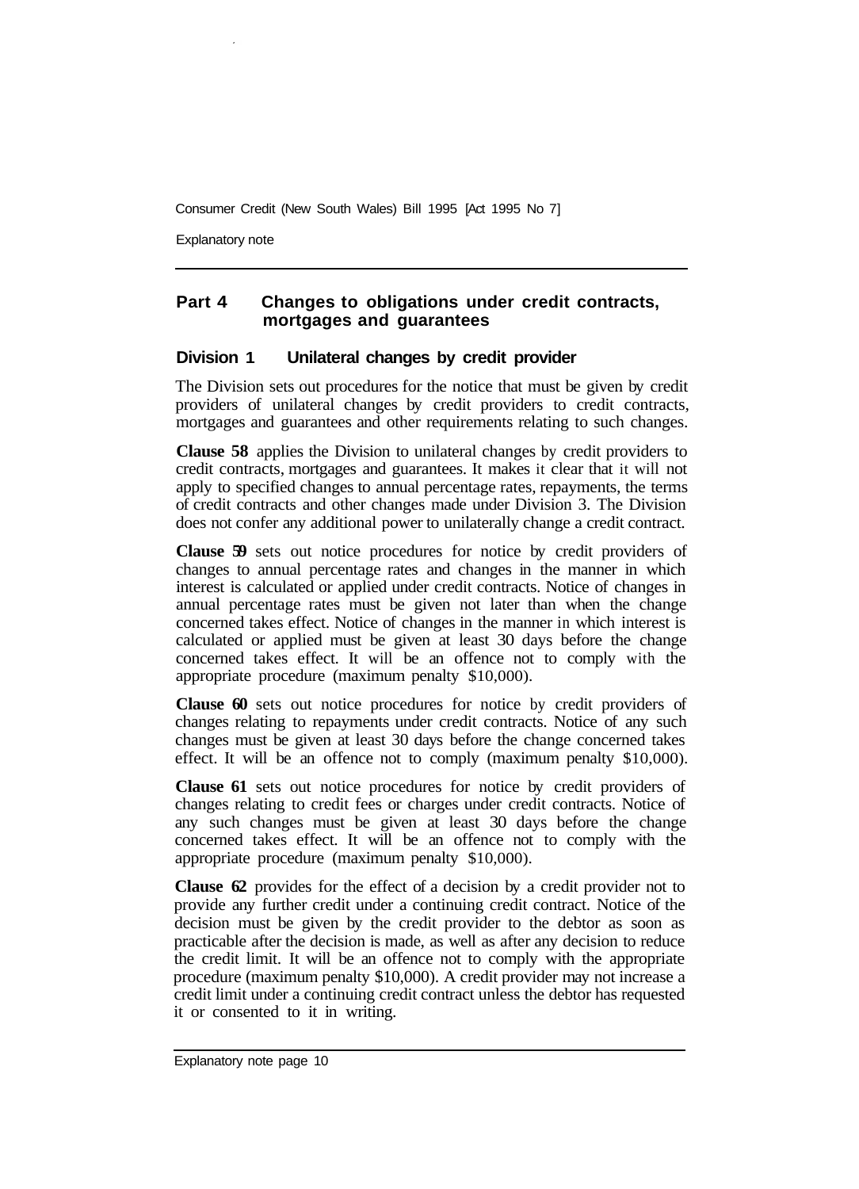## Part 4 Changes to obligations under credit contracts, mortgages and guarantees

### Division 1 Unilateral changes by credit provider

The Division sets out procedures for the notice that must be given by credit providers of unilateral changes by credit providers to credit contracts, mortgages and guarantees and other requirements relating to such changes.

**Clause 58** applies the Division to unilateral changes by credit providers to credit contracts, mortgages and guarantees. It makes it clear that it will not apply to specified changes to annual percentage rates, repayments, the terms of credit contracts and other changes made under Division 3. The Division does not confer any additional power to unilaterally change a credit contract.

**Clause 59** sets out notice procedures for notice by credit providers of changes to annual percentage rates and changes in the manner in which interest is calculated or applied under credit contracts. Notice of changes in annual percentage rates must be given not later than when the change concerned takes effect. Notice of changes in the manner in which interest is calculated or applied must be given at least 30 days before the change concerned takes effect. It will be an offence not to comply with the appropriate procedure (maximum penalty $10,000).

**Clause 60** sets out notice procedures for notice by credit providers of changes relating to repayments under credit contracts. Notice of any such changes must be given at least 30 days before the change concerned takes effect. It will be an offence not to comply (maximum penalty $10,000).

**Clause 61** sets out notice procedures for notice by credit providers of changes relating to credit fees or charges under credit contracts. Notice of any such changes must be given at least 30 days before the change concerned takes effect. It will be an offence not to comply with the appropriate procedure (maximum penalty $10,000).

**Clause 62** provides for the effect of a decision by a credit provider not to provide any further credit under a continuing credit contract. Notice of the decision must be given by the credit provider to the debtor as soon as practicable after the decision is made, as well as after any decision to reduce the credit limit. It will be an offence not to comply with the appropriate procedure (maximum penalty $10,000). A credit provider may not increase a credit limit under a continuing credit contract unless the debtor has requested it or consented to it in writing.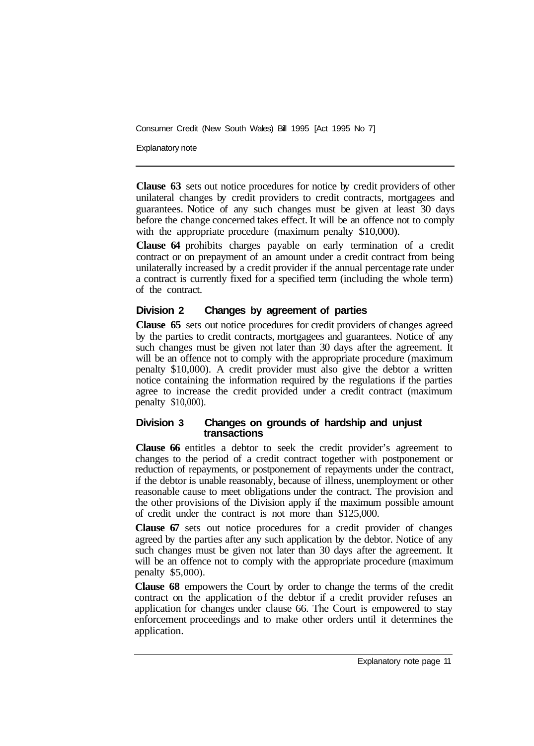**Clause 63** sets out notice procedures for notice by credit providers of other unilateral changes by credit providers to credit contracts, mortgagees and guarantees. Notice of any such changes must be given at least 30 days before the change concerned takes effect. It will be an offence not to comply with the appropriate procedure (maximum penalty $10,000).

**Clause 64** prohibits charges payable on early termination of a credit contract or on prepayment of an amount under a credit contract from being unilaterally increased by a credit provider if the annual percentage rate under a contract is currently fixed for a specified term (including the whole term) of the contract.

### Division 2 Changes by agreement of parties

**Clause 65** sets out notice procedures for credit providers of changes agreed by the parties to credit contracts, mortgagees and guarantees. Notice of any such changes must be given not later than 30 days after the agreement. It will be an offence not to comply with the appropriate procedure (maximum penalty $10,000). A credit provider must also give the debtor a written notice containing the information required by the regulations if the parties agree to increase the credit provided under a credit contract (maximum penalty $10,000).

### Division 3 Changes on grounds of hardship and unjust transactions

**Clause 66** entitles a debtor to seek the credit provider's agreement to changes to the period of a credit contract together with postponement or reduction of repayments, or postponement of repayments under the contract, if the debtor is unable reasonably, because of illness, unemployment or other reasonable cause to meet obligations under the contract. The provision and the other provisions of the Division apply if the maximum possible amount of credit under the contract is not more than $125,000.

**Clause 67** sets out notice procedures for a credit provider of changes agreed by the parties after any such application by the debtor. Notice of any such changes must be given not later than 30 days after the agreement. It will be an offence not to comply with the appropriate procedure (maximum penalty $5,000).

**Clause 68** empowers the Court by order to change the terms of the credit contract on the application of the debtor if a credit provider refuses an application for changes under clause 66. The Court is empowered to stay enforcement proceedings and to make other orders until it determines the application.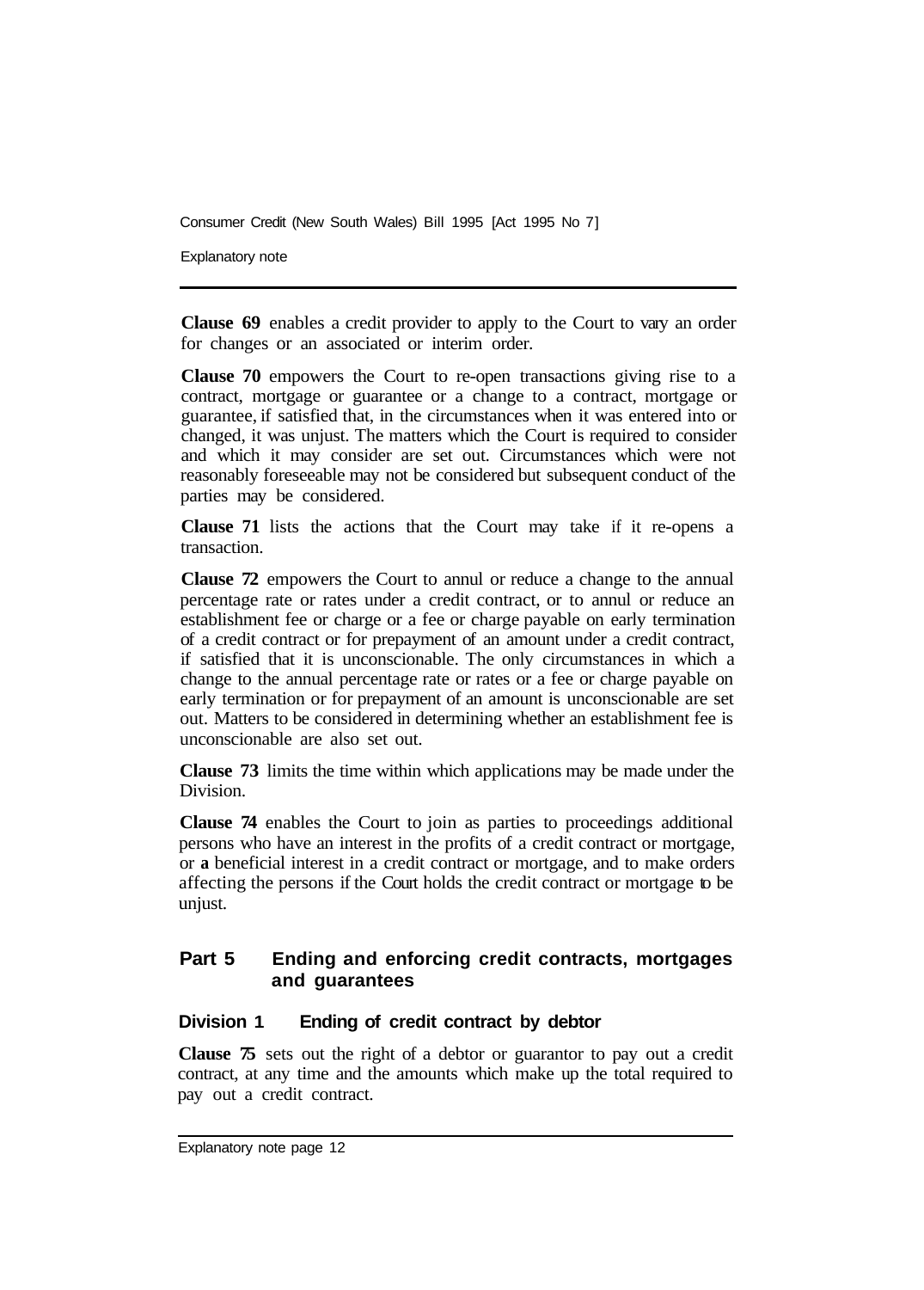**Clause 69** enables a credit provider to apply to the Court to vary an order for changes or an associated or interim order.

**Clause 70** empowers the Court to re-open transactions giving rise to a contract, mortgage or guarantee or a change to a contract, mortgage or guarantee, if satisfied that, in the circumstances when it was entered into or changed, it was unjust. The matters which the Court is required to consider and which it may consider are set out. Circumstances which were not reasonably foreseeable may not be considered but subsequent conduct of the parties may be considered.

**Clause 71** lists the actions that the Court may take if it re-opens a transaction.

**Clause 72** empowers the Court to annul or reduce a change to the annual percentage rate or rates under a credit contract, or to annul or reduce an establishment fee or charge or a fee or charge payable on early termination of a credit contract or for prepayment of an amount under a credit contract, if satisfied that it is unconscionable. The only circumstances in which a change to the annual percentage rate or rates or a fee or charge payable on early termination or for prepayment of an amount is unconscionable are set out. Matters to be considered in determining whether an establishment fee is unconscionable are also set out.

**Clause 73** limits the time within which applications may be made under the Division.

**Clause 74** enables the Court to join as parties to proceedings additional persons who have an interest in the profits of a credit contract or mortgage, or a beneficial interest in a credit contract or mortgage, and to make orders affecting the persons if the Court holds the credit contract or mortgage to be unjust.

## Part 5 Ending and enforcing credit contracts, mortgages and guarantees

### Division 1 Ending of credit contract by debtor

**Clause 75** sets out the right of a debtor or guarantor to pay out a credit contract, at any time and the amounts which make up the total required to pay out a credit contract.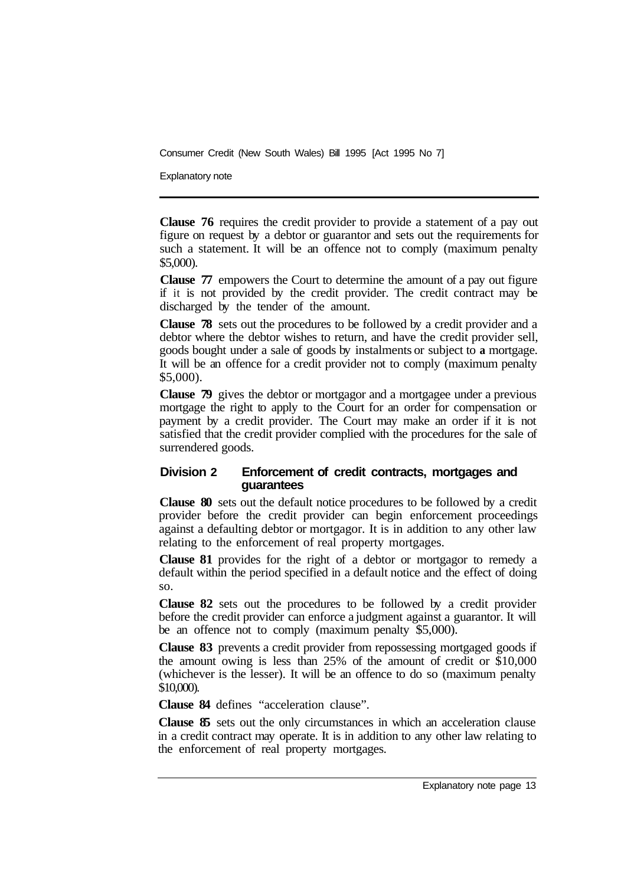**Clause 76** requires the credit provider to provide a statement of a pay out figure on request by a debtor or guarantor and sets out the requirements for such a statement. It will be an offence not to comply (maximum penalty $5,000).

**Clause 77** empowers the Court to determine the amount of a pay out figure if it is not provided by the credit provider. The credit contract may be discharged by the tender of the amount.

**Clause 78** sets out the procedures to be followed by a credit provider and a debtor where the debtor wishes to return, and have the credit provider sell, goods bought under a sale of goods by instalments or subject to **a** mortgage. It will be an offence for a credit provider not to comply (maximum penalty $5,000).

**Clause 79** gives the debtor or mortgagor and a mortgagee under a previous mortgage the right to apply to the Court for an order for compensation or payment by a credit provider. The Court may make an order if it is not satisfied that the credit provider complied with the procedures for the sale of surrendered goods.

## Division 2 Enforcement of credit contracts, mortgages and guarantees

**Clause 80** sets out the default notice procedures to be followed by a credit provider before the credit provider can begin enforcement proceedings against a defaulting debtor or mortgagor. It is in addition to any other law relating to the enforcement of real property mortgages.

**Clause 81** provides for the right of a debtor or mortgagor to remedy a default within the period specified in a default notice and the effect of doing so.

**Clause 82** sets out the procedures to be followed by a credit provider before the credit provider can enforce a judgment against a guarantor. It will be an offence not to comply (maximum penalty $5,000).

**Clause 83** prevents a credit provider from repossessing mortgaged goods if the amount owing is less than 25% of the amount of credit or $10,000 (whichever is the lesser). It will be an offence to do so (maximum penalty $10,000).

**Clause 84** defines "acceleration clause".

**Clause 85** sets out the only circumstances in which an acceleration clause in a credit contract may operate. It is in addition to any other law relating to the enforcement of real property mortgages.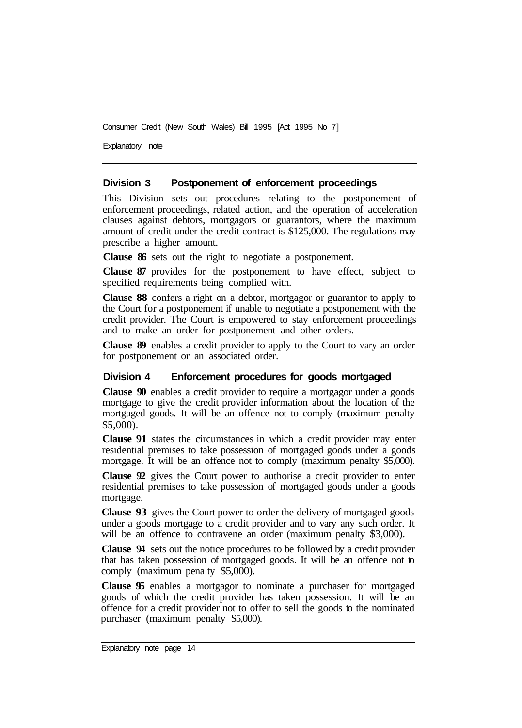## Division 3 Postponement of enforcement proceedings

This Division sets out procedures relating to the postponement of enforcement proceedings, related action, and the operation of acceleration clauses against debtors, mortgagors or guarantors, where the maximum amount of credit under the credit contract is $125,000. The regulations may prescribe a higher amount.

**Clause 86** sets out the right to negotiate a postponement.

**Clause 87** provides for the postponement to have effect, subject to specified requirements being complied with.

**Clause 88** confers a right on a debtor, mortgagor or guarantor to apply to the Court for a postponement if unable to negotiate a postponement with the credit provider. The Court is empowered to stay enforcement proceedings and to make an order for postponement and other orders.

**Clause 89** enables a credit provider to apply to the Court to vary an order for postponement or an associated order.

## Division 4 Enforcement procedures for goods mortgaged

**Clause 90** enables a credit provider to require a mortgagor under a goods mortgage to give the credit provider information about the location of the mortgaged goods. It will be an offence not to comply (maximum penalty $5,000).

**Clause 91** states the circumstances in which a credit provider may enter residential premises to take possession of mortgaged goods under a goods mortgage. It will be an offence not to comply (maximum penalty $5,000).

**Clause 92** gives the Court power to authorise a credit provider to enter residential premises to take possession of mortgaged goods under a goods mortgage.

**Clause 93** gives the Court power to order the delivery of mortgaged goods under a goods mortgage to a credit provider and to vary any such order. It will be an offence to contravene an order (maximum penalty $3,000).

**Clause 94** sets out the notice procedures to be followed by a credit provider that has taken possession of mortgaged goods. It will be an offence not to comply (maximum penalty $5,000).

**Clause 95** enables a mortgagor to nominate a purchaser for mortgaged goods of which the credit provider has taken possession. It will be an offence for a credit provider not to offer to sell the goods to the nominated purchaser (maximum penalty $5,000).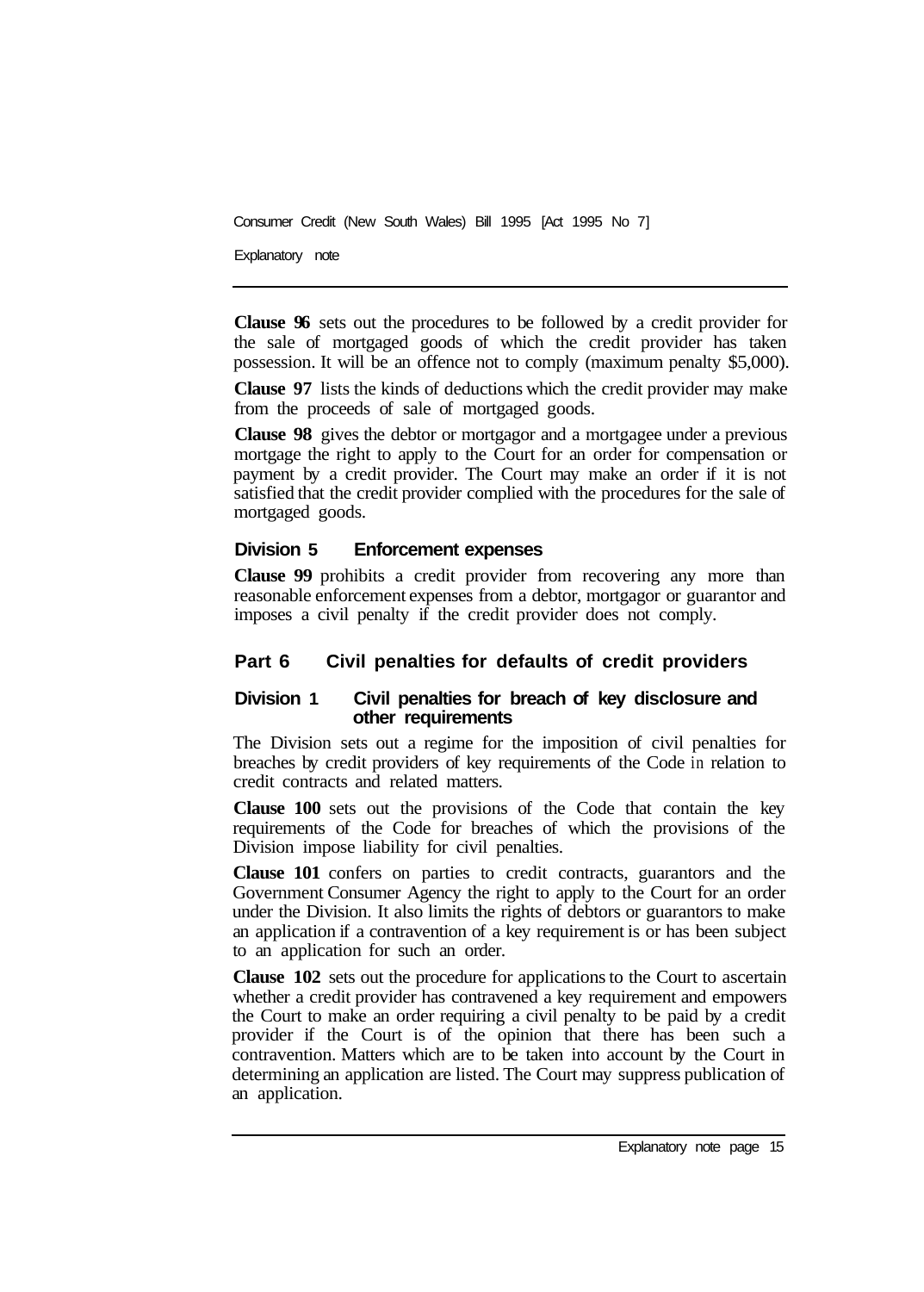**Clause 96** sets out the procedures to be followed by a credit provider for the sale of mortgaged goods of which the credit provider has taken possession. It will be an offence not to comply (maximum penalty $5,000).

**Clause 97** lists the kinds of deductions which the credit provider may make from the proceeds of sale of mortgaged goods.

**Clause 98** gives the debtor or mortgagor and a mortgagee under a previous mortgage the right to apply to the Court for an order for compensation or payment by a credit provider. The Court may make an order if it is not satisfied that the credit provider complied with the procedures for the sale of mortgaged goods.

### Division 5 Enforcement expenses

**Clause 99** prohibits a credit provider from recovering any more than reasonable enforcement expenses from a debtor, mortgagor or guarantor and imposes a civil penalty if the credit provider does not comply.

## Part 6 Civil penalties for defaults of credit providers

### Division 1 Civil penalties for breach of key disclosure and other requirements

The Division sets out a regime for the imposition of civil penalties for breaches by credit providers of key requirements of the Code in relation to credit contracts and related matters.

**Clause 100** sets out the provisions of the Code that contain the key requirements of the Code for breaches of which the provisions of the Division impose liability for civil penalties.

**Clause 101** confers on parties to credit contracts, guarantors and the Government Consumer Agency the right to apply to the Court for an order under the Division. It also limits the rights of debtors or guarantors to make an application if a contravention of a key requirement is or has been subject to an application for such an order.

**Clause 102** sets out the procedure for applications to the Court to ascertain whether a credit provider has contravened a key requirement and empowers the Court to make an order requiring a civil penalty to be paid by a credit provider if the Court is of the opinion that there has been such a contravention. Matters which are to be taken into account by the Court in determining an application are listed. The Court may suppress publication of an application.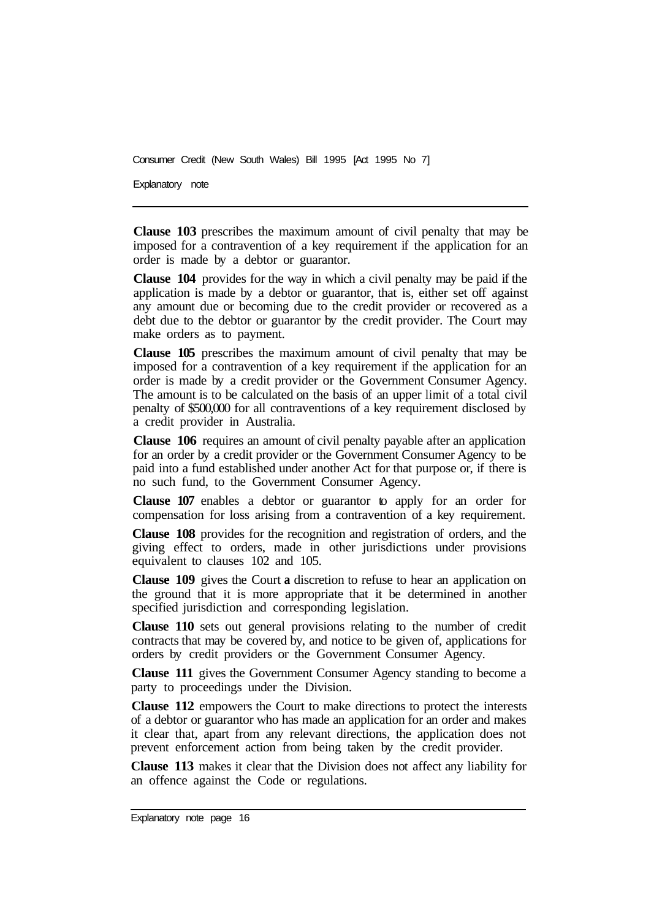**Clause 103** prescribes the maximum amount of civil penalty that may be imposed for a contravention of a key requirement if the application for an order is made by a debtor or guarantor.

**Clause 104** provides for the way in which a civil penalty may be paid if the application is made by a debtor or guarantor, that is, either set off against any amount due or becoming due to the credit provider or recovered as a debt due to the debtor or guarantor by the credit provider. The Court may make orders as to payment.

**Clause 105** prescribes the maximum amount of civil penalty that may be imposed for a contravention of a key requirement if the application for an order is made by a credit provider or the Government Consumer Agency. The amount is to be calculated on the basis of an upper limit of a total civil penalty of $500,000 for all contraventions of a key requirement disclosed by a credit provider in Australia.

**Clause 106** requires an amount of civil penalty payable after an application for an order by a credit provider or the Government Consumer Agency to be paid into a fund established under another Act for that purpose or, if there is no such fund, to the Government Consumer Agency.

**Clause 107** enables a debtor or guarantor to apply for an order for compensation for loss arising from a contravention of a key requirement.

**Clause 108** provides for the recognition and registration of orders, and the giving effect to orders, made in other jurisdictions under provisions equivalent to clauses 102 and 105.

**Clause 109** gives the Court a discretion to refuse to hear an application on the ground that it is more appropriate that it be determined in another specified jurisdiction and corresponding legislation.

**Clause 110** sets out general provisions relating to the number of credit contracts that may be covered by, and notice to be given of, applications for orders by credit providers or the Government Consumer Agency.

**Clause 111** gives the Government Consumer Agency standing to become a party to proceedings under the Division.

**Clause 112** empowers the Court to make directions to protect the interests of a debtor or guarantor who has made an application for an order and makes it clear that, apart from any relevant directions, the application does not prevent enforcement action from being taken by the credit provider.

**Clause 113** makes it clear that the Division does not affect any liability for an offence against the Code or regulations.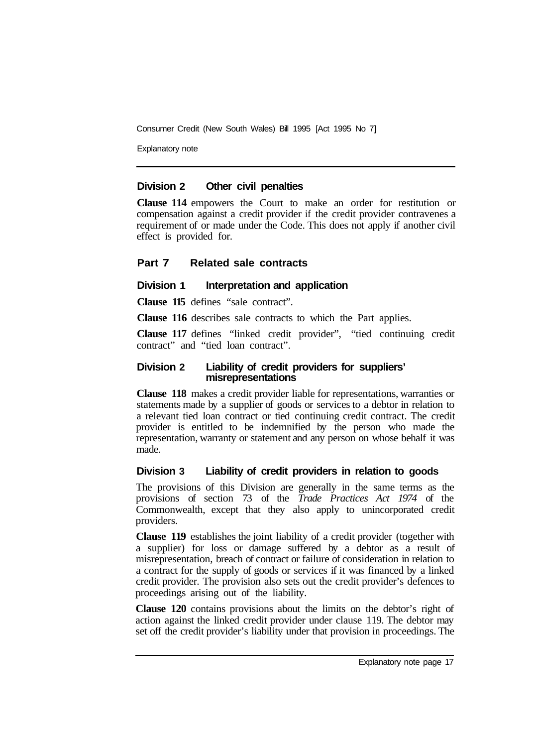### Division 2 Other civil penalties

**Clause 114** empowers the Court to make an order for restitution or compensation against a credit provider if the credit provider contravenes a requirement of or made under the Code. This does not apply if another civil effect is provided for.

## Part 7 Related sale contracts

### Division 1 Interpretation and application

**Clause 115** defines "sale contract".

**Clause 116** describes sale contracts to which the Part applies.

**Clause 117** defines "linked credit provider", "tied continuing credit contract" and "tied loan contract".

### Division 2 Liability of credit providers for suppliers' misrepresentations

**Clause 118** makes a credit provider liable for representations, warranties or statements made by a supplier of goods or services to a debtor in relation to a relevant tied loan contract or tied continuing credit contract. The credit provider is entitled to be indemnified by the person who made the representation, warranty or statement and any person on whose behalf it was made.

### Division 3 Liability of credit providers in relation to goods

The provisions of this Division are generally in the same terms as the provisions of section 73 of the *Trade Practices Act 1974* of the Commonwealth, except that they also apply to unincorporated credit providers.

**Clause 119** establishes the joint liability of a credit provider (together with a supplier) for loss or damage suffered by a debtor as a result of misrepresentation, breach of contract or failure of consideration in relation to a contract for the supply of goods or services if it was financed by a linked credit provider. The provision also sets out the credit provider's defences to proceedings arising out of the liability.

**Clause 120** contains provisions about the limits on the debtor's right of action against the linked credit provider under clause 119. The debtor may set off the credit provider's liability under that provision in proceedings. The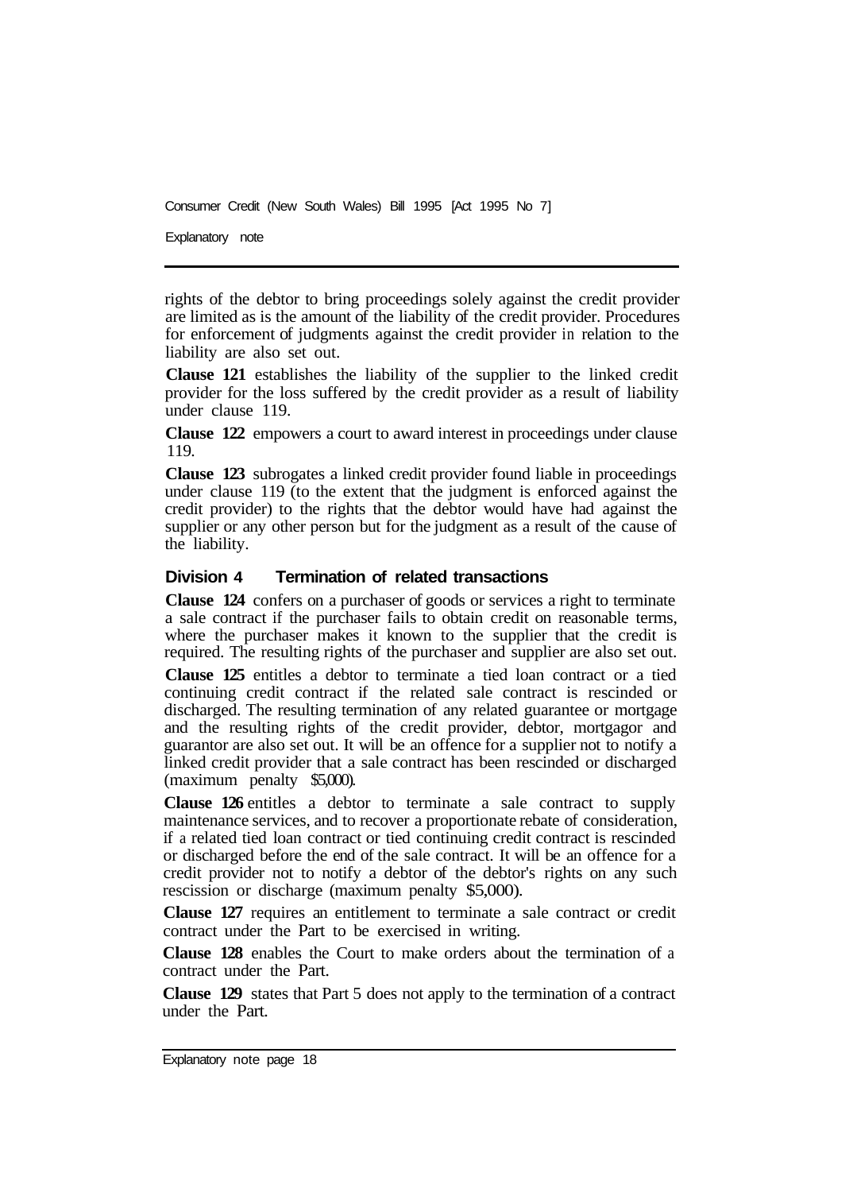rights of the debtor to bring proceedings solely against the credit provider are limited as is the amount of the liability of the credit provider. Procedures for enforcement of judgments against the credit provider in relation to the liability are also set out.

**Clause 121** establishes the liability of the supplier to the linked credit provider for the loss suffered by the credit provider as a result of liability under clause 119.

**Clause 122** empowers a court to award interest in proceedings under clause 119.

**Clause 123** subrogates a linked credit provider found liable in proceedings under clause 119 (to the extent that the judgment is enforced against the credit provider) to the rights that the debtor would have had against the supplier or any other person but for the judgment as a result of the cause of the liability.

### Division 4 Termination of related transactions

**Clause 124** confers on a purchaser of goods or services a right to terminate a sale contract if the purchaser fails to obtain credit on reasonable terms, where the purchaser makes it known to the supplier that the credit is required. The resulting rights of the purchaser and supplier are also set out.

**Clause 125** entitles a debtor to terminate a tied loan contract or a tied continuing credit contract if the related sale contract is rescinded or discharged. The resulting termination of any related guarantee or mortgage and the resulting rights of the credit provider, debtor, mortgagor and guarantor are also set out. It will be an offence for a supplier not to notify a linked credit provider that a sale contract has been rescinded or discharged (maximum penalty $5,000).

**Clause 126** entitles a debtor to terminate a sale contract to supply maintenance services, and to recover a proportionate rebate of consideration, if a related tied loan contract or tied continuing credit contract is rescinded or discharged before the end of the sale contract. It will be an offence for a credit provider not to notify a debtor of the debtor's rights on any such rescission or discharge (maximum penalty $5,000).

**Clause 127** requires an entitlement to terminate a sale contract or credit contract under the Part to be exercised in writing.

**Clause 128** enables the Court to make orders about the termination of a contract under the Part.

**Clause 129** states that Part 5 does not apply to the termination of a contract under the Part.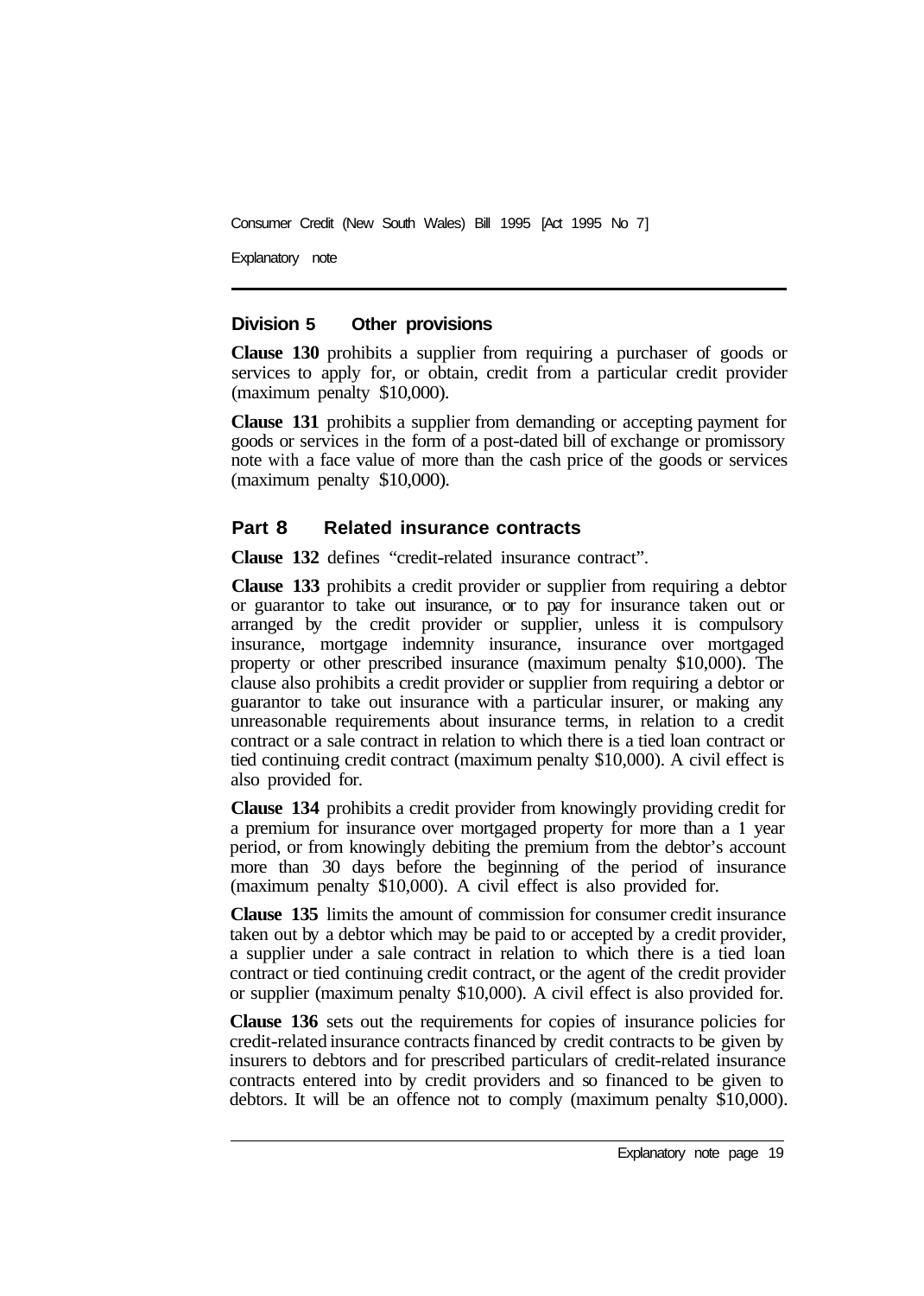## Division 5 Other provisions

**Clause 130** prohibits a supplier from requiring a purchaser of goods or services to apply for, or obtain, credit from a particular credit provider (maximum penalty $10,000).

**Clause 131** prohibits a supplier from demanding or accepting payment for goods or services in the form of a post-dated bill of exchange or promissory note with a face value of more than the cash price of the goods or services (maximum penalty $10,000).

## Part 8 Related insurance contracts

**Clause 132** defines "credit-related insurance contract".

**Clause 133** prohibits a credit provider or supplier from requiring a debtor or guarantor to take out insurance, or to pay for insurance taken out or arranged by the credit provider or supplier, unless it is compulsory insurance, mortgage indemnity insurance, insurance over mortgaged property or other prescribed insurance (maximum penalty $10,000). The clause also prohibits a credit provider or supplier from requiring a debtor or guarantor to take out insurance with a particular insurer, or making any unreasonable requirements about insurance terms, in relation to a credit contract or a sale contract in relation to which there is a tied loan contract or tied continuing credit contract (maximum penalty $10,000). A civil effect is also provided for.

**Clause 134** prohibits a credit provider from knowingly providing credit for a premium for insurance over mortgaged property for more than a 1 year period, or from knowingly debiting the premium from the debtor's account more than 30 days before the beginning of the period of insurance (maximum penalty $10,000). A civil effect is also provided for.

**Clause 135** limits the amount of commission for consumer credit insurance taken out by a debtor which may be paid to or accepted by a credit provider, a supplier under a sale contract in relation to which there is a tied loan contract or tied continuing credit contract, or the agent of the credit provider or supplier (maximum penalty $10,000). A civil effect is also provided for.

**Clause 136** sets out the requirements for copies of insurance policies for credit-related insurance contracts financed by credit contracts to be given by insurers to debtors and for prescribed particulars of credit-related insurance contracts entered into by credit providers and so financed to be given to debtors. It will be an offence not to comply (maximum penalty $10,000).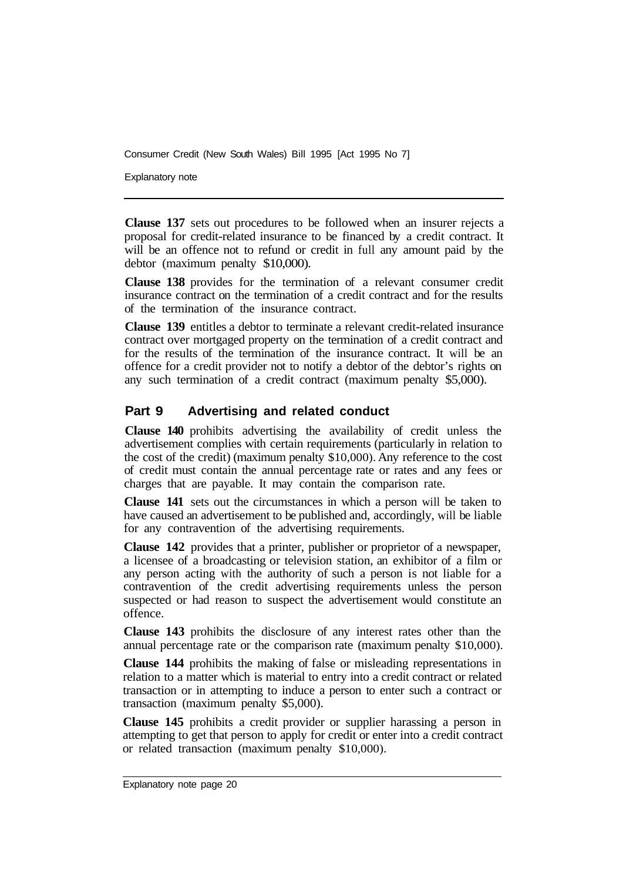**Clause 137** sets out procedures to be followed when an insurer rejects a proposal for credit-related insurance to be financed by a credit contract. It will be an offence not to refund or credit in full any amount paid by the debtor (maximum penalty $10,000).

**Clause 138** provides for the termination of a relevant consumer credit insurance contract on the termination of a credit contract and for the results of the termination of the insurance contract.

**Clause 139** entitles a debtor to terminate a relevant credit-related insurance contract over mortgaged property on the termination of a credit contract and for the results of the termination of the insurance contract. It will be an offence for a credit provider not to notify a debtor of the debtor's rights on any such termination of a credit contract (maximum penalty $5,000).

## Part 9 Advertising and related conduct

**Clause 140** prohibits advertising the availability of credit unless the advertisement complies with certain requirements (particularly in relation to the cost of the credit) (maximum penalty $10,000). Any reference to the cost of credit must contain the annual percentage rate or rates and any fees or charges that are payable. It may contain the comparison rate.

**Clause 141** sets out the circumstances in which a person will be taken to have caused an advertisement to be published and, accordingly, will be liable for any contravention of the advertising requirements.

**Clause 142** provides that a printer, publisher or proprietor of a newspaper, a licensee of a broadcasting or television station, an exhibitor of a film or any person acting with the authority of such a person is not liable for a contravention of the credit advertising requirements unless the person suspected or had reason to suspect the advertisement would constitute an offence.

**Clause 143** prohibits the disclosure of any interest rates other than the annual percentage rate or the comparison rate (maximum penalty $10,000).

**Clause 144** prohibits the making of false or misleading representations in relation to a matter which is material to entry into a credit contract or related transaction or in attempting to induce a person to enter such a contract or transaction (maximum penalty $5,000).

**Clause 145** prohibits a credit provider or supplier harassing a person in attempting to get that person to apply for credit or enter into a credit contract or related transaction (maximum penalty $10,000).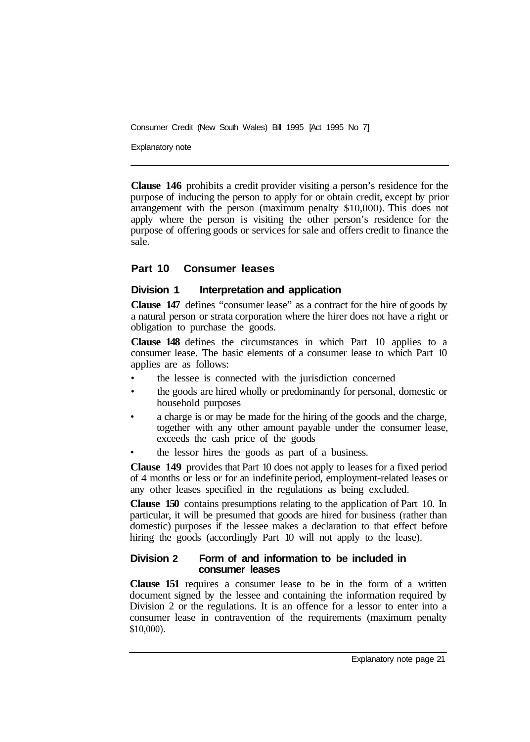**Clause 146** prohibits a credit provider visiting a person's residence for the purpose of inducing the person to apply for or obtain credit, except by prior arrangement with the person (maximum penalty $10,000). This does not apply where the person is visiting the other person's residence for the purpose of offering goods or services for sale and offers credit to finance the sale.

## Part 10 Consumer leases

### Division 1 Interpretation and application

**Clause 147** defines "consumer lease" as a contract for the hire of goods by a natural person or strata corporation where the hirer does not have a right or obligation to purchase the goods.

**Clause 148** defines the circumstances in which Part 10 applies to a consumer lease. The basic elements of a consumer lease to which Part 10 applies are as follows:

- the lessee is connected with the jurisdiction concerned
- the goods are hired wholly or predominantly for personal, domestic or household purposes
- a charge is or may be made for the hiring of the goods and the charge, together with any other amount payable under the consumer lease, exceeds the cash price of the goods
- the lessor hires the goods as part of a business.

**Clause 149** provides that Part 10 does not apply to leases for a fixed period of 4 months or less or for an indefinite period, employment-related leases or any other leases specified in the regulations as being excluded.

**Clause 150** contains presumptions relating to the application of Part 10. In particular, it will be presumed that goods are hired for business (rather than domestic) purposes if the lessee makes a declaration to that effect before hiring the goods (accordingly Part 10 will not apply to the lease).

### Division 2 Form of and information to be included in consumer leases

**Clause 151** requires a consumer lease to be in the form of a written document signed by the lessee and containing the information required by Division 2 or the regulations. It is an offence for a lessor to enter into a consumer lease in contravention of the requirements (maximum penalty $10,000).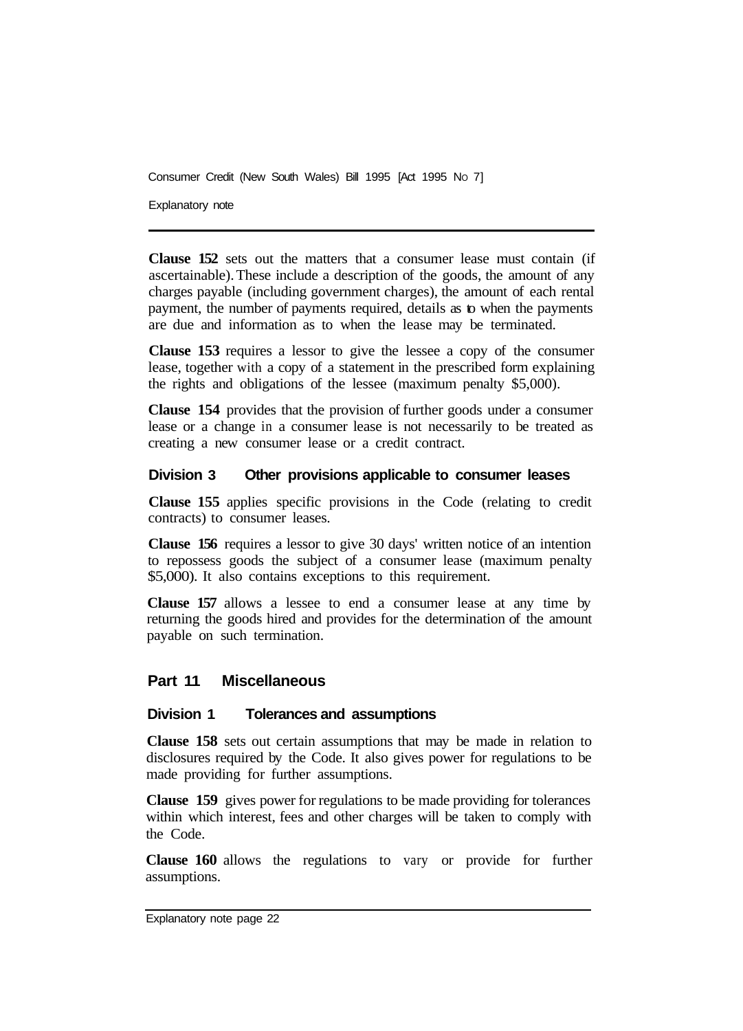**Clause 152** sets out the matters that a consumer lease must contain (if ascertainable). These include a description of the goods, the amount of any charges payable (including government charges), the amount of each rental payment, the number of payments required, details as to when the payments are due and information as to when the lease may be terminated.

**Clause 153** requires a lessor to give the lessee a copy of the consumer lease, together with a copy of a statement in the prescribed form explaining the rights and obligations of the lessee (maximum penalty $5,000).

**Clause 154** provides that the provision of further goods under a consumer lease or a change in a consumer lease is not necessarily to be treated as creating a new consumer lease or a credit contract.

### Division 3 Other provisions applicable to consumer leases

**Clause 155** applies specific provisions in the Code (relating to credit contracts) to consumer leases.

**Clause 156** requires a lessor to give 30 days' written notice of an intention to repossess goods the subject of a consumer lease (maximum penalty $5,000). It also contains exceptions to this requirement.

**Clause 157** allows a lessee to end a consumer lease at any time by returning the goods hired and provides for the determination of the amount payable on such termination.

## Part 11 Miscellaneous

### Division 1 Tolerances and assumptions

**Clause 158** sets out certain assumptions that may be made in relation to disclosures required by the Code. It also gives power for regulations to be made providing for further assumptions.

**Clause 159** gives power for regulations to be made providing for tolerances within which interest, fees and other charges will be taken to comply with the Code.

**Clause 160** allows the regulations to vary or provide for further assumptions.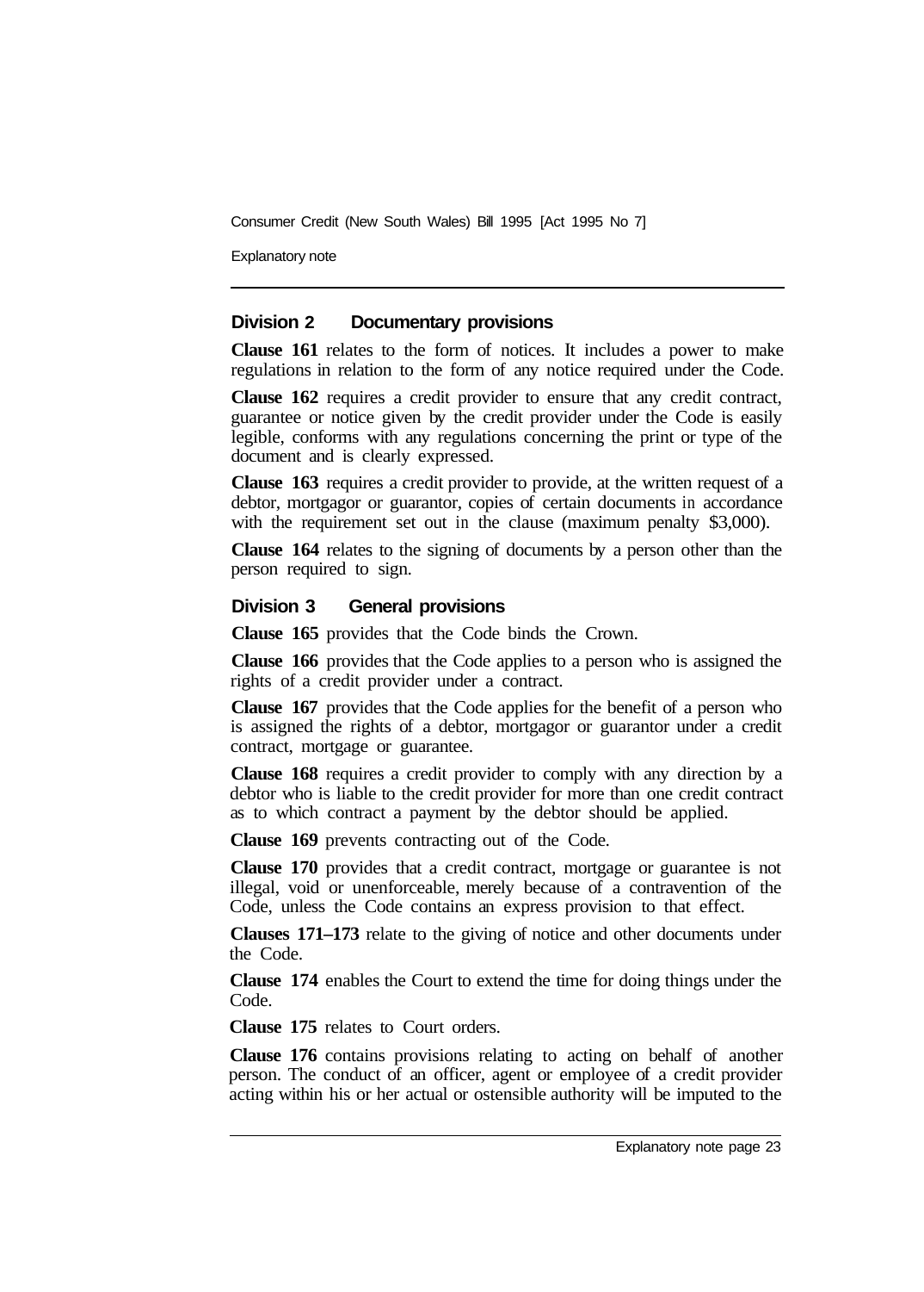### Division 2 Documentary provisions

**Clause 161** relates to the form of notices. It includes a power to make regulations in relation to the form of any notice required under the Code.

**Clause 162** requires a credit provider to ensure that any credit contract, guarantee or notice given by the credit provider under the Code is easily legible, conforms with any regulations concerning the print or type of the document and is clearly expressed.

**Clause 163** requires a credit provider to provide, at the written request of a debtor, mortgagor or guarantor, copies of certain documents in accordance with the requirement set out in the clause (maximum penalty $3,000).

**Clause 164** relates to the signing of documents by a person other than the person required to sign.

### Division 3 General provisions

**Clause 165** provides that the Code binds the Crown.

**Clause 166** provides that the Code applies to a person who is assigned the rights of a credit provider under a contract.

**Clause 167** provides that the Code applies for the benefit of a person who is assigned the rights of a debtor, mortgagor or guarantor under a credit contract, mortgage or guarantee.

**Clause 168** requires a credit provider to comply with any direction by a debtor who is liable to the credit provider for more than one credit contract as to which contract a payment by the debtor should be applied.

**Clause 169** prevents contracting out of the Code.

**Clause 170** provides that a credit contract, mortgage or guarantee is not illegal, void or unenforceable, merely because of a contravention of the Code, unless the Code contains an express provision to that effect.

**Clauses 171–173** relate to the giving of notice and other documents under the Code.

**Clause 174** enables the Court to extend the time for doing things under the Code.

**Clause 175** relates to Court orders.

**Clause 176** contains provisions relating to acting on behalf of another person. The conduct of an officer, agent or employee of a credit provider acting within his or her actual or ostensible authority will be imputed to the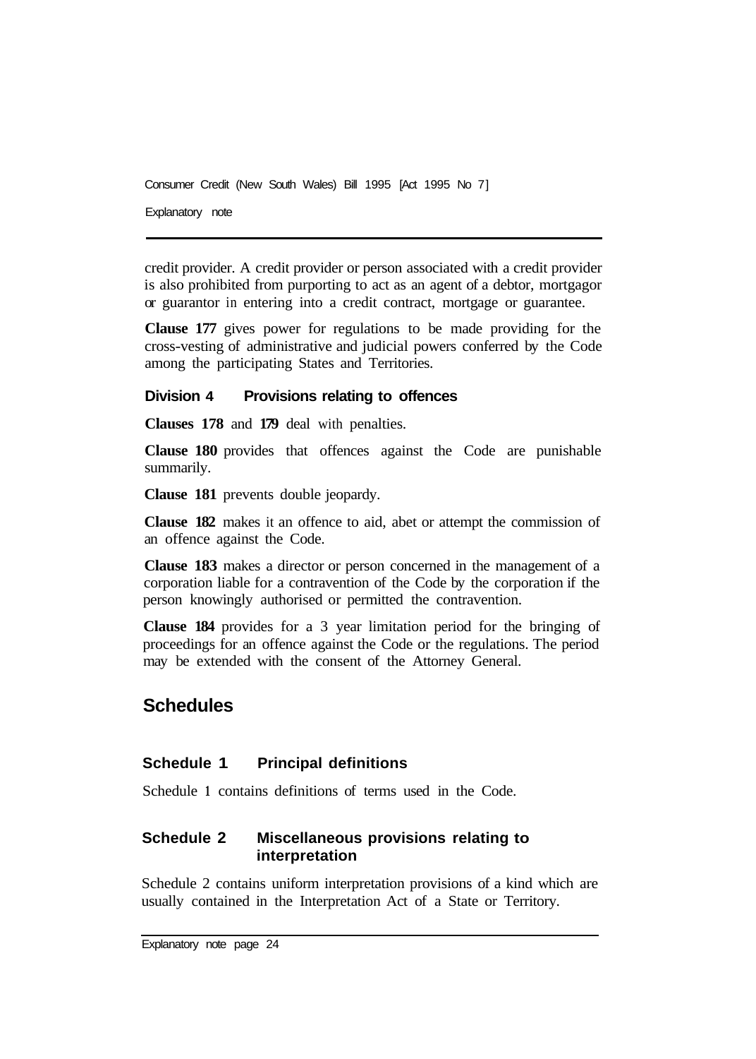credit provider. A credit provider or person associated with a credit provider is also prohibited from purporting to act as an agent of a debtor, mortgagor or guarantor in entering into a credit contract, mortgage or guarantee.

**Clause 177** gives power for regulations to be made providing for the cross-vesting of administrative and judicial powers conferred by the Code among the participating States and Territories.

### Division 4 Provisions relating to offences

**Clauses 178** and **179** deal with penalties.

**Clause 180** provides that offences against the Code are punishable summarily.

**Clause 181** prevents double jeopardy.

**Clause 182** makes it an offence to aid, abet or attempt the commission of an offence against the Code.

**Clause 183** makes a director or person concerned in the management of a corporation liable for a contravention of the Code by the corporation if the person knowingly authorised or permitted the contravention.

**Clause 184** provides for a 3 year limitation period for the bringing of proceedings for an offence against the Code or the regulations. The period may be extended with the consent of the Attorney General.

## Schedules

### Schedule 1 Principal definitions

Schedule 1 contains definitions of terms used in the Code.

### Schedule 2 Miscellaneous provisions relating to interpretation

Schedule 2 contains uniform interpretation provisions of a kind which are usually contained in the Interpretation Act of a State or Territory.